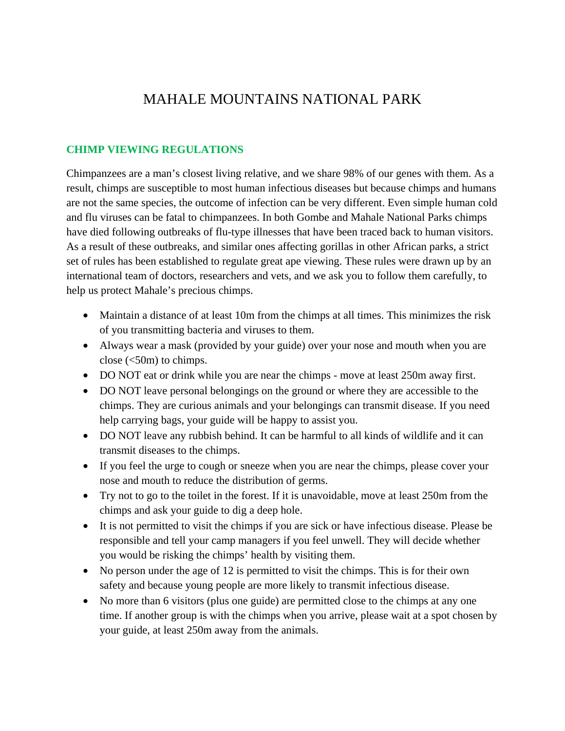# MAHALE MOUNTAINS NATIONAL PARK

## CHIMP VIEWING REGULATIONS

Chimpanzees are a man's closest living relative, and we share 98% of our genes with them. As a result, chimps are susceptible to most human infectious diseases but because chimps and humans are not the same species, the outcome of infection can be very different. Even simple human cold and flu viruses can be fatal to chimpanzees. In both Gombe and Mahale National Parks chimps have died following outbreaks of flu-type illnesses that have been traced back to human visitors. As a result of these outbreaks, and similar ones affecting gorillas in other African parks, a strict set of rules has been established to regulate great ape viewing. These rules were drawn up by an international team of doctors, researchers and vets, and we ask you to follow them carefully, to help us protect Mahale's precious chimps.

- Maintain a distance of at least 10m from the chimps at all times. This minimizes the risk of you transmitting bacteria and viruses to them.
- Always wear a mask (provided by your guide) over your nose and mouth when you are close (<50m) to chimps.
- DO NOT eat or drink while you are near the chimps - move at least 250m away first.
- DO NOT leave personal belongings on the ground or where they are accessible to the chimps. They are curious animals and your belongings can transmit disease. If you need help carrying bags, your guide will be happy to assist you.
- DO NOT leave any rubbish behind. It can be harmful to all kinds of wildlife and it can transmit diseases to the chimps.
- If you feel the urge to cough or sneeze when you are near the chimps, please cover your nose and mouth to reduce the distribution of germs.
- Try not to go to the toilet in the forest. If it is unavoidable, move at least 250m from the chimps and ask your guide to dig a deep hole.
- It is not permitted to visit the chimps if you are sick or have infectious disease. Please be responsible and tell your camp managers if you feel unwell. They will decide whether you would be risking the chimps' health by visiting them.
- No person under the age of 12 is permitted to visit the chimps. This is for their own safety and because young people are more likely to transmit infectious disease.
- No more than 6 visitors (plus one guide) are permitted close to the chimps at any one time. If another group is with the chimps when you arrive, please wait at a spot chosen by your guide, at least 250m away from the animals.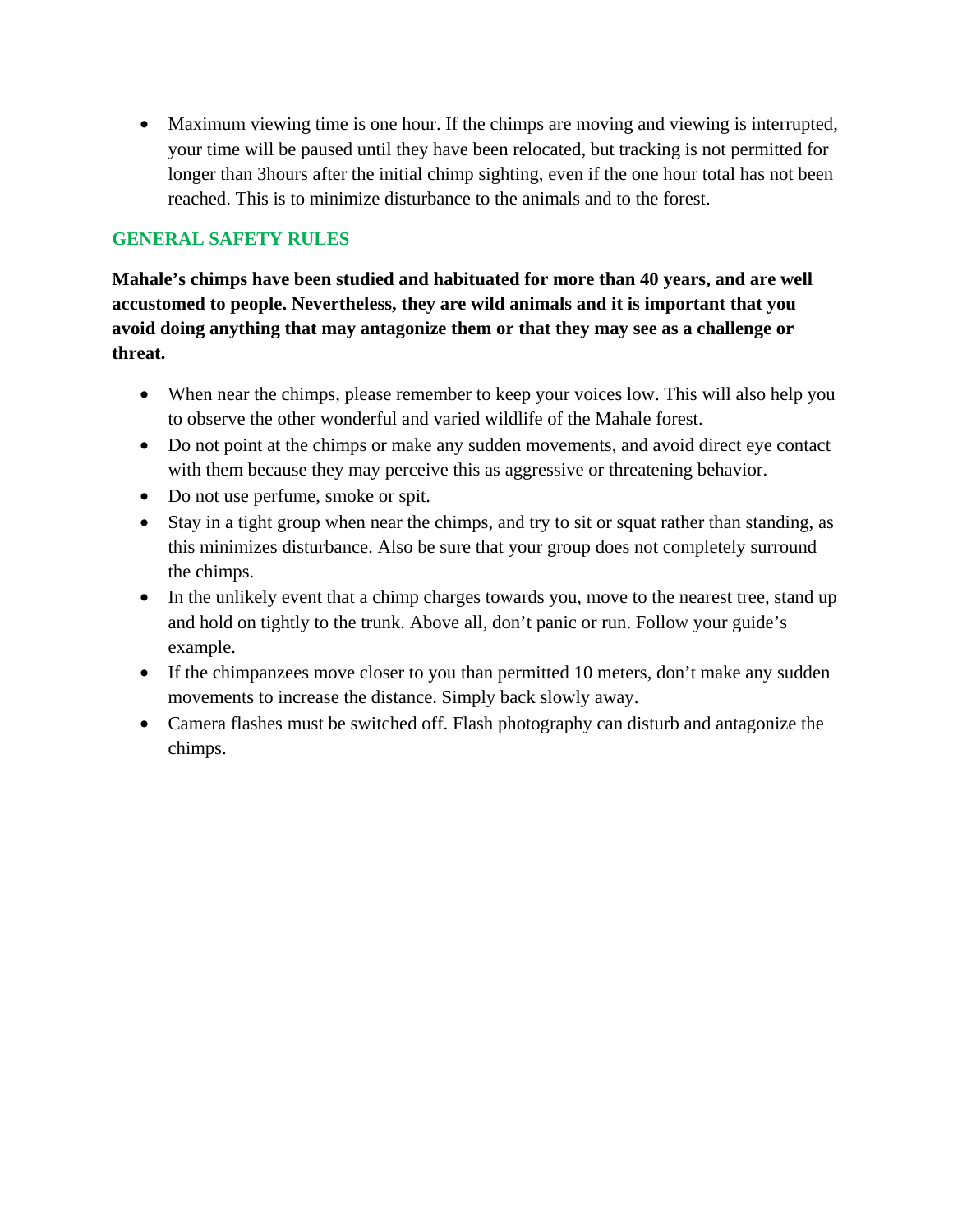- Maximum viewing time is one hour. If the chimps are moving and viewing is interrupted, your time will be paused until they have been relocated, but tracking is not permitted for longer than 3hours after the initial chimp sighting, even if the one hour total has not been reached. This is to minimize disturbance to the animals and to the forest.

## GENERAL SAFETY RULES

**Mahale's chimps have been studied and habituated for more than 40 years, and are well accustomed to people. Nevertheless, they are wild animals and it is important that you avoid doing anything that may antagonize them or that they may see as a challenge or threat.**

- When near the chimps, please remember to keep your voices low. This will also help you to observe the other wonderful and varied wildlife of the Mahale forest.
- Do not point at the chimps or make any sudden movements, and avoid direct eye contact with them because they may perceive this as aggressive or threatening behavior.
- Do not use perfume, smoke or spit.
- Stay in a tight group when near the chimps, and try to sit or squat rather than standing, as this minimizes disturbance. Also be sure that your group does not completely surround the chimps.
- In the unlikely event that a chimp charges towards you, move to the nearest tree, stand up and hold on tightly to the trunk. Above all, don't panic or run. Follow your guide's example.
- If the chimpanzees move closer to you than permitted 10 meters, don't make any sudden movements to increase the distance. Simply back slowly away.
- Camera flashes must be switched off. Flash photography can disturb and antagonize the chimps.